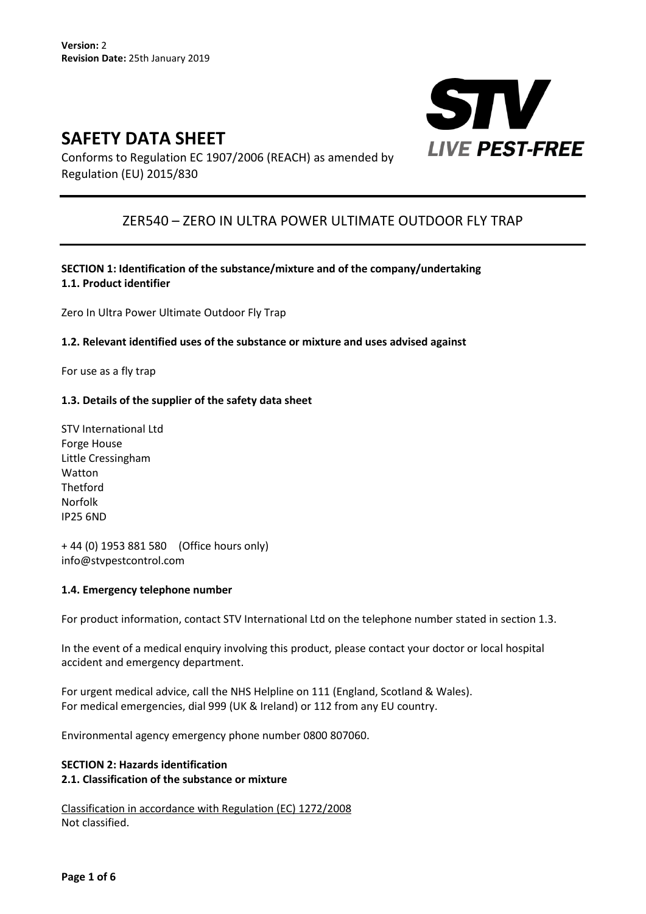**Version:** 2
**Revision Date:** 25th January 2019

# SAFETY DATA SHEET

Conforms to Regulation EC 1907/2006 (REACH) as amended by Regulation (EU) 2015/830

## ZER540 – ZERO IN ULTRA POWER ULTIMATE OUTDOOR FLY TRAP

**SECTION 1: Identification of the substance/mixture and of the company/undertaking**

**1.1. Product identifier**

Zero In Ultra Power Ultimate Outdoor Fly Trap

**1.2. Relevant identified uses of the substance or mixture and uses advised against**

For use as a fly trap

**1.3. Details of the supplier of the safety data sheet**

STV International Ltd
Forge House
Little Cressingham
Watton
Thetford
Norfolk
IP25 6ND

+ 44 (0) 1953 881 580 (Office hours only)
info@stvpestcontrol.com

**1.4. Emergency telephone number**

For product information, contact STV International Ltd on the telephone number stated in section 1.3.

In the event of a medical enquiry involving this product, please contact your doctor or local hospital accident and emergency department.

For urgent medical advice, call the NHS Helpline on 111 (England, Scotland & Wales).
For medical emergencies, dial 999 (UK & Ireland) or 112 from any EU country.

Environmental agency emergency phone number 0800 807060.

**SECTION 2: Hazards identification**

**2.1. Classification of the substance or mixture**

Classification in accordance with Regulation (EC) 1272/2008
Not classified.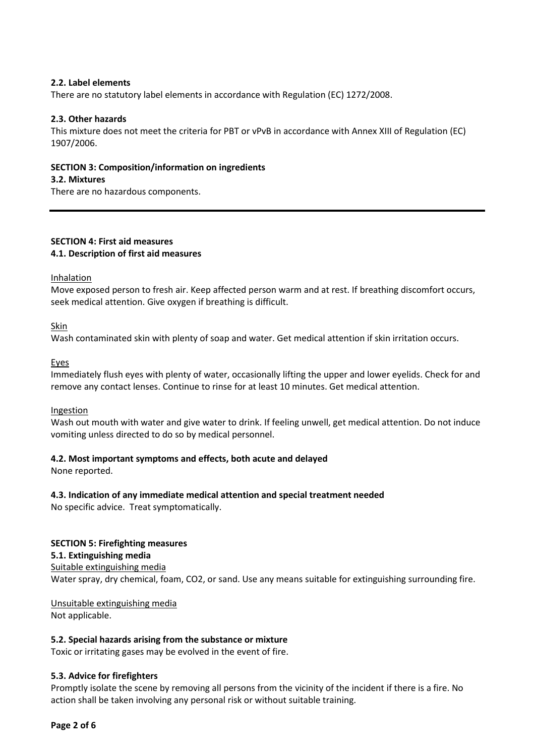### 2.2. Label elements

There are no statutory label elements in accordance with Regulation (EC) 1272/2008.

### 2.3. Other hazards

This mixture does not meet the criteria for PBT or vPvB in accordance with Annex XIII of Regulation (EC) 1907/2006.

## SECTION 3: Composition/information on ingredients

### 3.2. Mixtures

There are no hazardous components.

---

## SECTION 4: First aid measures

### 4.1. Description of first aid measures

Inhalation

Move exposed person to fresh air. Keep affected person warm and at rest. If breathing discomfort occurs, seek medical attention. Give oxygen if breathing is difficult.

Skin

Wash contaminated skin with plenty of soap and water. Get medical attention if skin irritation occurs.

Eyes

Immediately flush eyes with plenty of water, occasionally lifting the upper and lower eyelids. Check for and remove any contact lenses. Continue to rinse for at least 10 minutes. Get medical attention.

Ingestion

Wash out mouth with water and give water to drink. If feeling unwell, get medical attention. Do not induce vomiting unless directed to do so by medical personnel.

### 4.2. Most important symptoms and effects, both acute and delayed

None reported.

### 4.3. Indication of any immediate medical attention and special treatment needed

No specific advice. Treat symptomatically.

## SECTION 5: Firefighting measures

### 5.1. Extinguishing media

Suitable extinguishing media

Water spray, dry chemical, foam, $CO_2$, or sand. Use any means suitable for extinguishing surrounding fire.

Unsuitable extinguishing media

Not applicable.

### 5.2. Special hazards arising from the substance or mixture

Toxic or irritating gases may be evolved in the event of fire.

### 5.3. Advice for firefighters

Promptly isolate the scene by removing all persons from the vicinity of the incident if there is a fire. No action shall be taken involving any personal risk or without suitable training.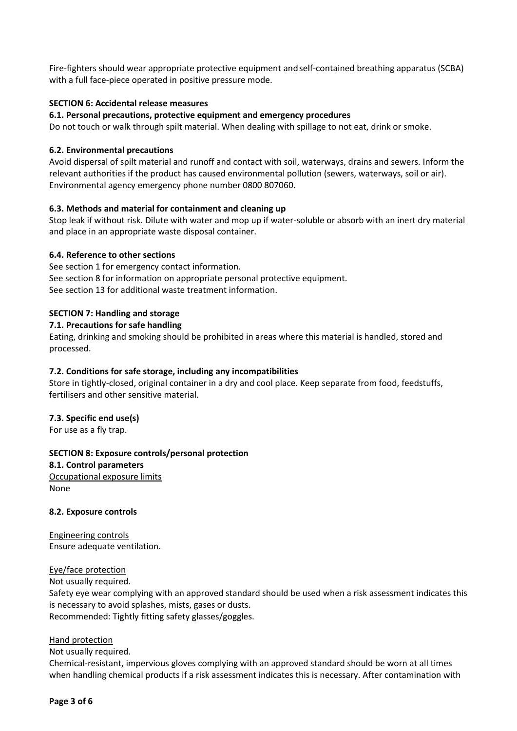Fire-fighters should wear appropriate protective equipment and self-contained breathing apparatus (SCBA) with a full face-piece operated in positive pressure mode.

## SECTION 6: Accidental release measures

### 6.1. Personal precautions, protective equipment and emergency procedures

Do not touch or walk through spilt material. When dealing with spillage to not eat, drink or smoke.

### 6.2. Environmental precautions

Avoid dispersal of spilt material and runoff and contact with soil, waterways, drains and sewers. Inform the relevant authorities if the product has caused environmental pollution (sewers, waterways, soil or air). Environmental agency emergency phone number 0800 807060.

### 6.3. Methods and material for containment and cleaning up

Stop leak if without risk. Dilute with water and mop up if water-soluble or absorb with an inert dry material and place in an appropriate waste disposal container.

### 6.4. Reference to other sections

See section 1 for emergency contact information.
See section 8 for information on appropriate personal protective equipment.
See section 13 for additional waste treatment information.

## SECTION 7: Handling and storage

### 7.1. Precautions for safe handling

Eating, drinking and smoking should be prohibited in areas where this material is handled, stored and processed.

### 7.2. Conditions for safe storage, including any incompatibilities

Store in tightly-closed, original container in a dry and cool place. Keep separate from food, feedstuffs, fertilisers and other sensitive material.

### 7.3. Specific end use(s)

For use as a fly trap.

## SECTION 8: Exposure controls/personal protection

### 8.1. Control parameters

Occupational exposure limits
None

### 8.2. Exposure controls

Engineering controls
Ensure adequate ventilation.

Eye/face protection
Not usually required.
Safety eye wear complying with an approved standard should be used when a risk assessment indicates this is necessary to avoid splashes, mists, gases or dusts.
Recommended: Tightly fitting safety glasses/goggles.

Hand protection
Not usually required.
Chemical-resistant, impervious gloves complying with an approved standard should be worn at all times when handling chemical products if a risk assessment indicates this is necessary. After contamination with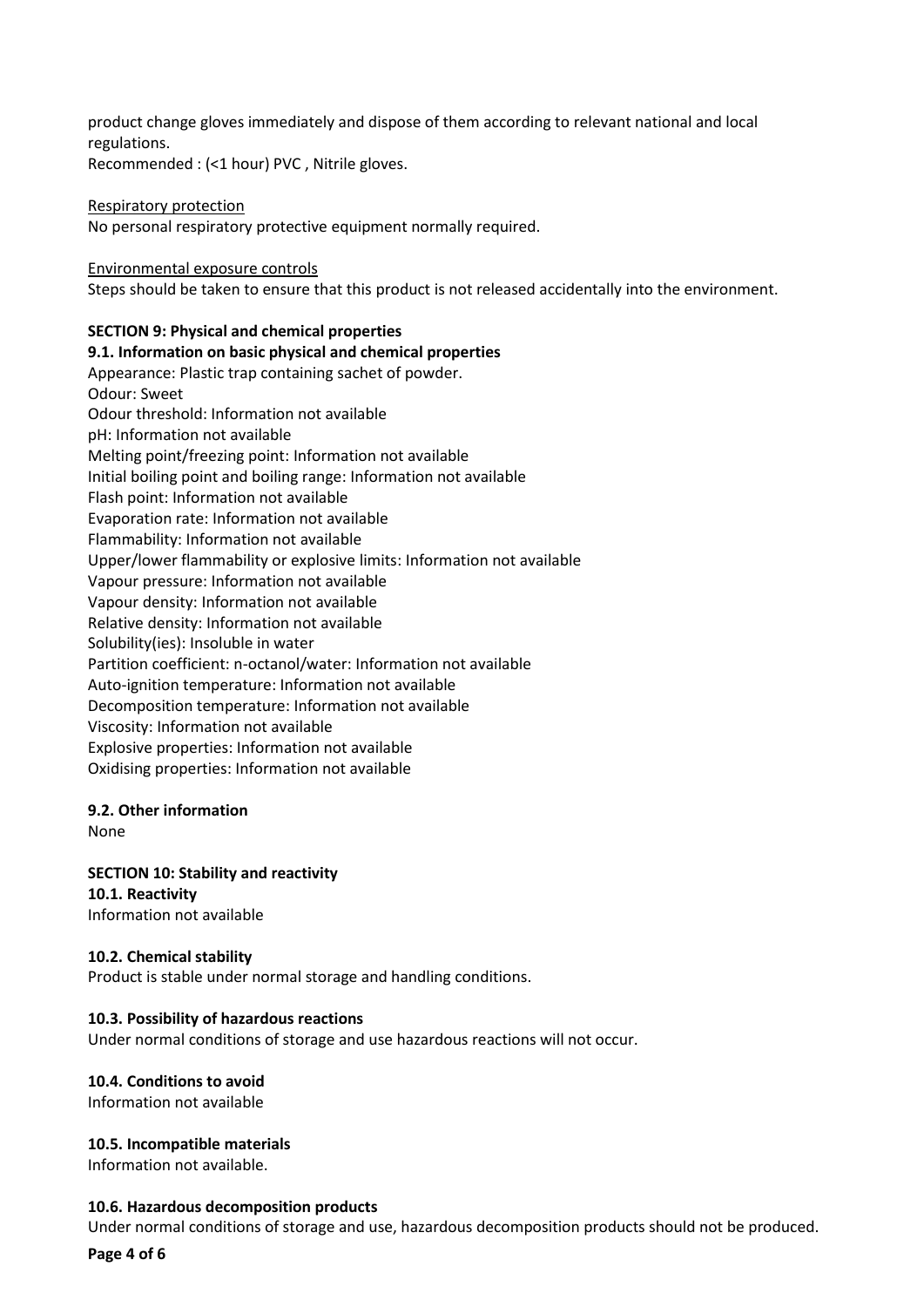product change gloves immediately and dispose of them according to relevant national and local regulations.
Recommended : (<1 hour) PVC , Nitrile gloves.

Respiratory protection
No personal respiratory protective equipment normally required.

Environmental exposure controls
Steps should be taken to ensure that this product is not released accidentally into the environment.

## SECTION 9: Physical and chemical properties

### 9.1. Information on basic physical and chemical properties

Appearance: Plastic trap containing sachet of powder.
Odour: Sweet
Odour threshold: Information not available
pH: Information not available
Melting point/freezing point: Information not available
Initial boiling point and boiling range: Information not available
Flash point: Information not available
Evaporation rate: Information not available
Flammability: Information not available
Upper/lower flammability or explosive limits: Information not available
Vapour pressure: Information not available
Vapour density: Information not available
Relative density: Information not available
Solubility(ies): Insoluble in water
Partition coefficient: n-octanol/water: Information not available
Auto-ignition temperature: Information not available
Decomposition temperature: Information not available
Viscosity: Information not available
Explosive properties: Information not available
Oxidising properties: Information not available

### 9.2. Other information

None

## SECTION 10: Stability and reactivity

### 10.1. Reactivity

Information not available

### 10.2. Chemical stability

Product is stable under normal storage and handling conditions.

### 10.3. Possibility of hazardous reactions

Under normal conditions of storage and use hazardous reactions will not occur.

### 10.4. Conditions to avoid

Information not available

### 10.5. Incompatible materials

Information not available.

### 10.6. Hazardous decomposition products

Under normal conditions of storage and use, hazardous decomposition products should not be produced.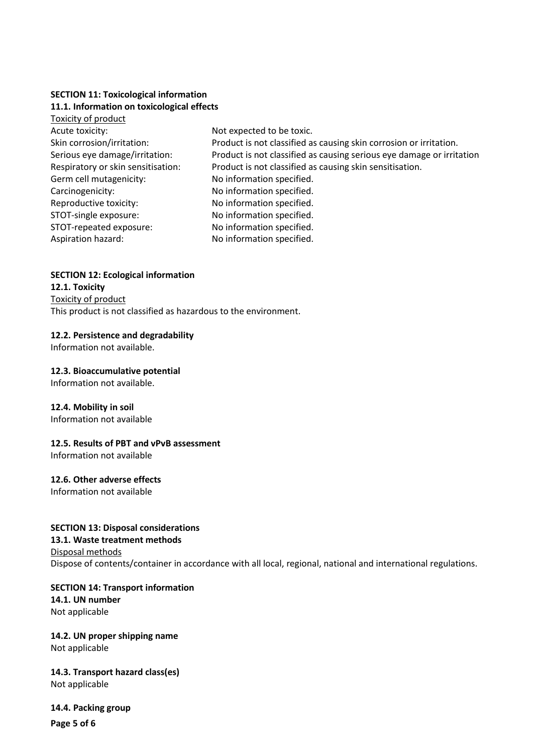## SECTION 11: Toxicological information

### 11.1. Information on toxicological effects

Toxicity of product

| | |
|---|---|
| Acute toxicity: | Not expected to be toxic. |
| Skin corrosion/irritation: | Product is not classified as causing skin corrosion or irritation. |
| Serious eye damage/irritation: | Product is not classified as causing serious eye damage or irritation |
| Respiratory or skin sensitisation: | Product is not classified as causing skin sensitisation. |
| Germ cell mutagenicity: | No information specified. |
| Carcinogenicity: | No information specified. |
| Reproductive toxicity: | No information specified. |
| STOT-single exposure: | No information specified. |
| STOT-repeated exposure: | No information specified. |
| Aspiration hazard: | No information specified. |

## SECTION 12: Ecological information

### 12.1. Toxicity

Toxicity of product

This product is not classified as hazardous to the environment.

### 12.2. Persistence and degradability

Information not available.

### 12.3. Bioaccumulative potential

Information not available.

### 12.4. Mobility in soil

Information not available

### 12.5. Results of PBT and vPvB assessment

Information not available

### 12.6. Other adverse effects

Information not available

## SECTION 13: Disposal considerations

### 13.1. Waste treatment methods

Disposal methods

Dispose of contents/container in accordance with all local, regional, national and international regulations.

## SECTION 14: Transport information

### 14.1. UN number

Not applicable

### 14.2. UN proper shipping name

Not applicable

### 14.3. Transport hazard class(es)

Not applicable

### 14.4. Packing group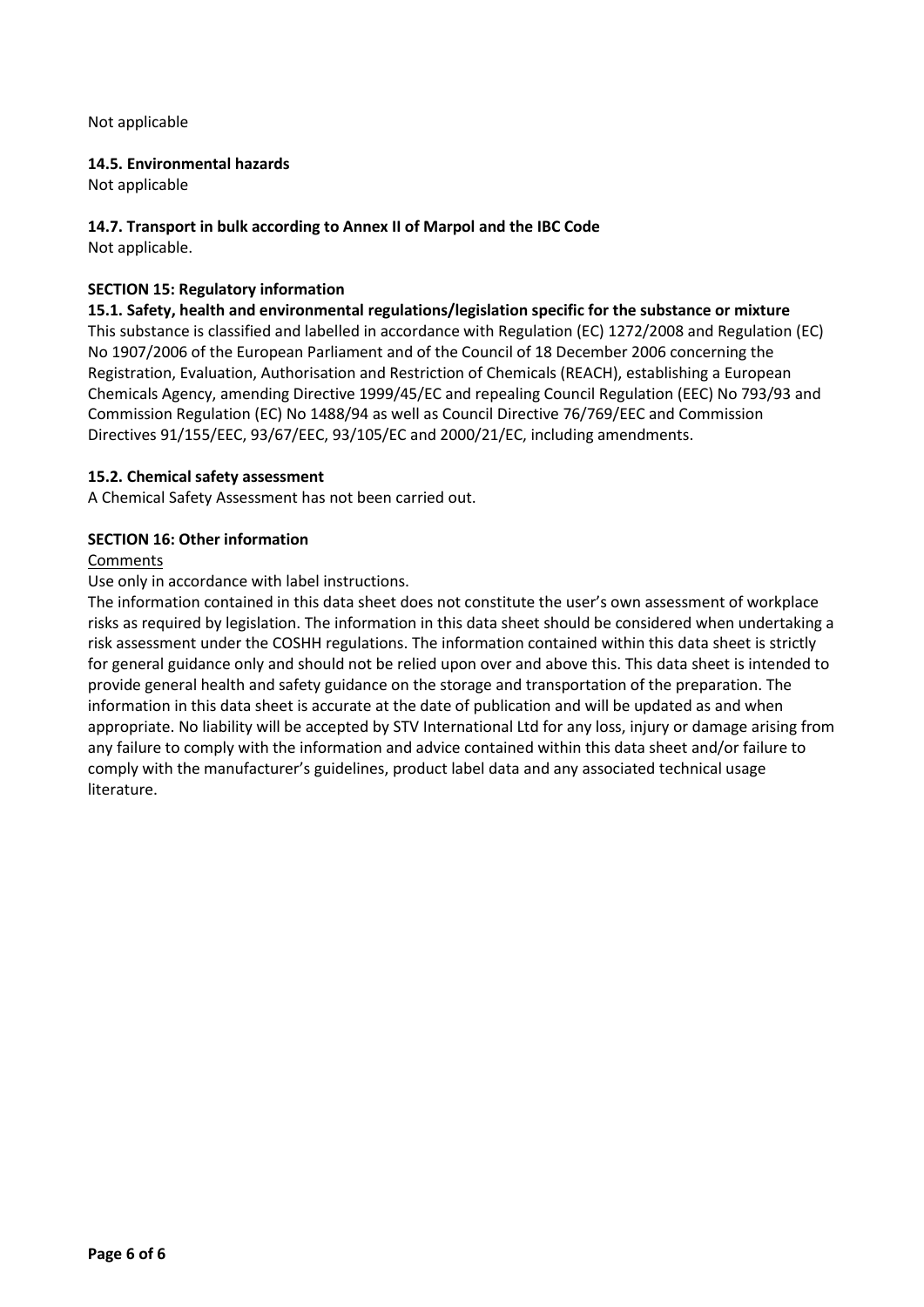Not applicable

**14.5. Environmental hazards**

Not applicable

**14.7. Transport in bulk according to Annex II of Marpol and the IBC Code**

Not applicable.

## SECTION 15: Regulatory information

**15.1. Safety, health and environmental regulations/legislation specific for the substance or mixture**

This substance is classified and labelled in accordance with Regulation (EC) 1272/2008 and Regulation (EC) No 1907/2006 of the European Parliament and of the Council of 18 December 2006 concerning the Registration, Evaluation, Authorisation and Restriction of Chemicals (REACH), establishing a European Chemicals Agency, amending Directive 1999/45/EC and repealing Council Regulation (EEC) No 793/93 and Commission Regulation (EC) No 1488/94 as well as Council Directive 76/769/EEC and Commission Directives 91/155/EEC, 93/67/EEC, 93/105/EC and 2000/21/EC, including amendments.

**15.2. Chemical safety assessment**

A Chemical Safety Assessment has not been carried out.

## SECTION 16: Other information

Comments

Use only in accordance with label instructions.

The information contained in this data sheet does not constitute the user's own assessment of workplace risks as required by legislation. The information in this data sheet should be considered when undertaking a risk assessment under the COSHH regulations. The information contained within this data sheet is strictly for general guidance only and should not be relied upon over and above this. This data sheet is intended to provide general health and safety guidance on the storage and transportation of the preparation. The information in this data sheet is accurate at the date of publication and will be updated as and when appropriate. No liability will be accepted by STV International Ltd for any loss, injury or damage arising from any failure to comply with the information and advice contained within this data sheet and/or failure to comply with the manufacturer's guidelines, product label data and any associated technical usage literature.